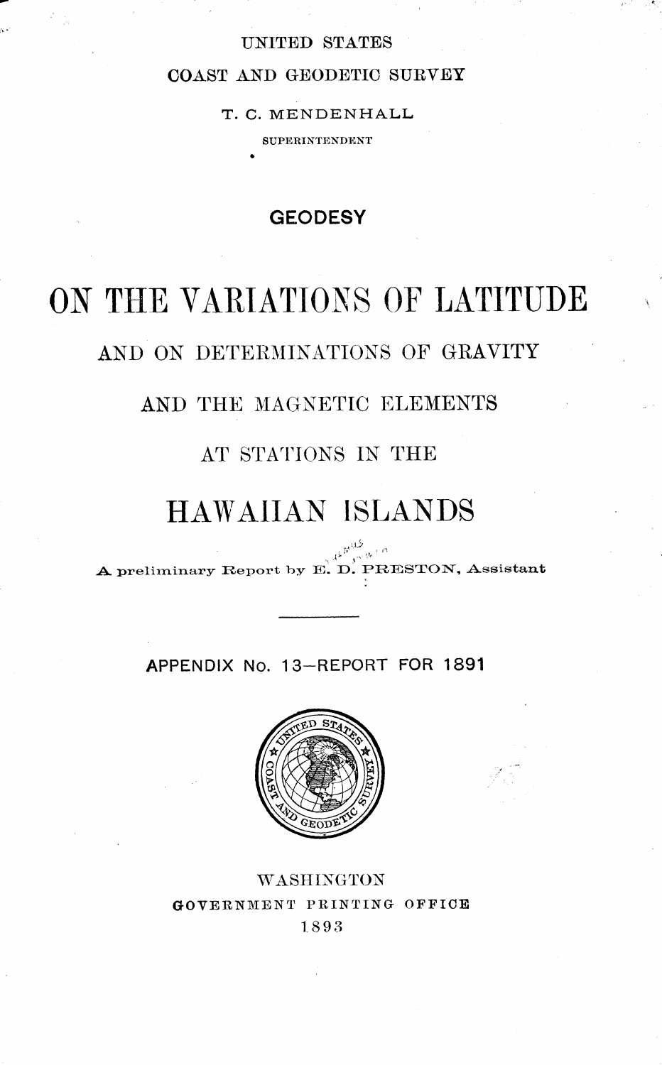UNITED STATES

COAST AND GEODETIC SURVEY

T. C. MENDENHALL

SUPERINTENDENT

GEODESY

# ON THE VARIATIONS OF LATITUDE

## AND ON DETERMINATIONS OF GRAVITY

## AND THE MAGNETIC ELEMENTS

## AT STATIONS IN THE

# HAWAIIAN ISLANDS

A preliminary Report by E. D. PRESTON, Assistant

---

APPENDIX No. 13—REPORT FOR 1891

WASHINGTON

GOVERNMENT PRINTING OFFICE

1893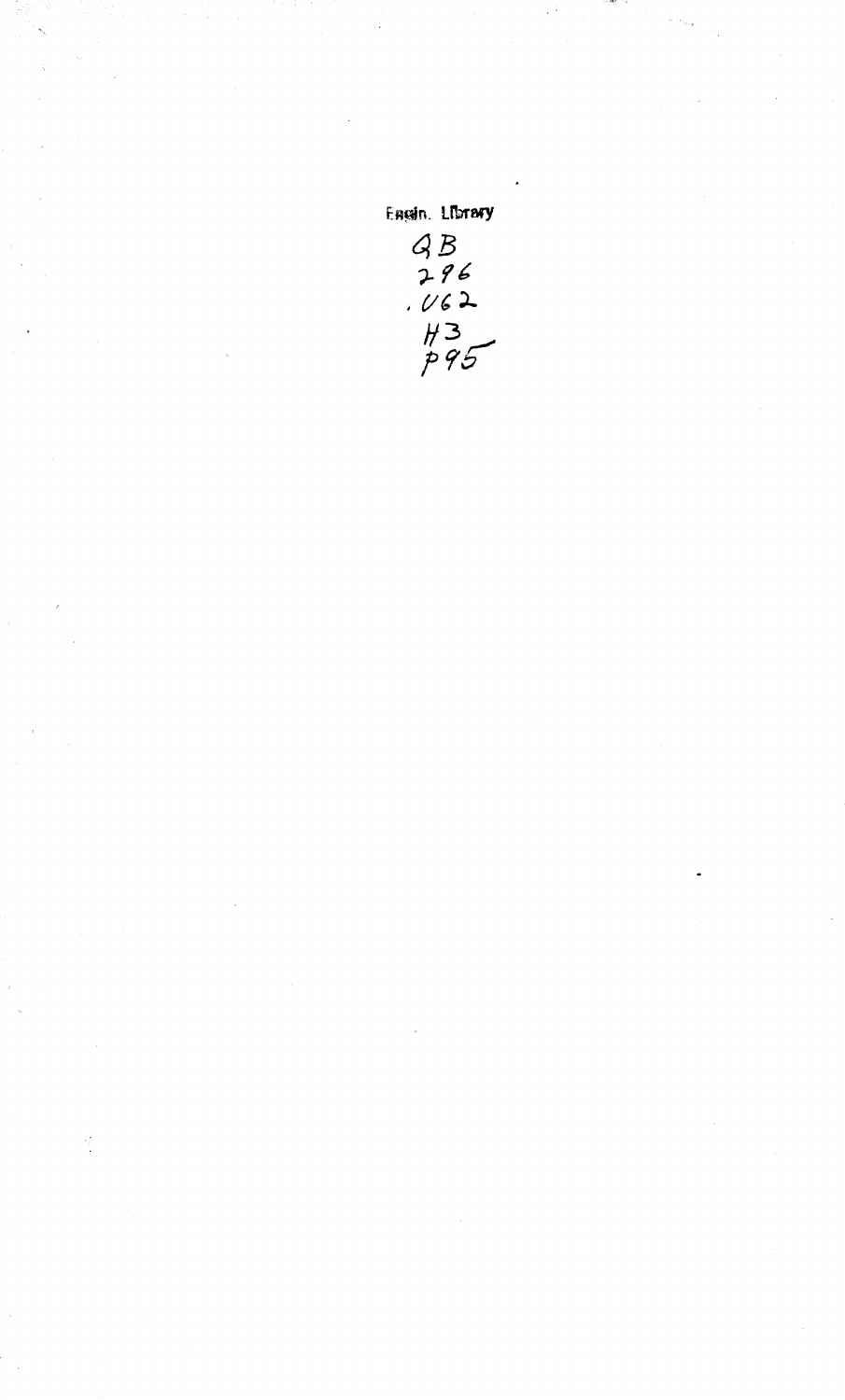Engin. Library

QB
296
.U62
H3
p95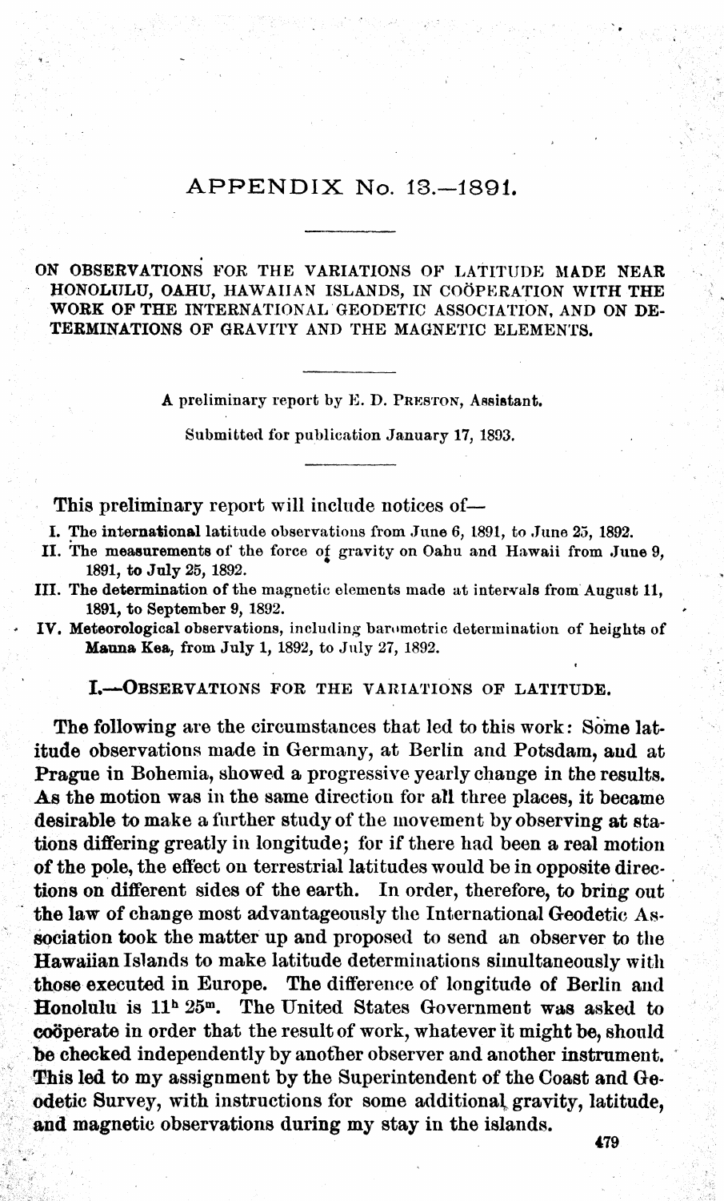# APPENDIX No. 13.—1891.

ON OBSERVATIONS FOR THE VARIATIONS OF LATITUDE MADE NEAR HONOLULU, OAHU, HAWAIIAN ISLANDS, IN COÖPERATION WITH THE WORK OF THE INTERNATIONAL GEODETIC ASSOCIATION, AND ON DETERMINATIONS OF GRAVITY AND THE MAGNETIC ELEMENTS.

A preliminary report by E. D. PRESTON, Assistant.

Submitted for publication January 17, 1893.

This preliminary report will include notices of—

I. The international latitude observations from June 6, 1891, to June 25, 1892.
II. The measurements of the force of gravity on Oahu and Hawaii from June 9, 1891, to July 25, 1892.
III. The determination of the magnetic elements made at intervals from August 11, 1891, to September 9, 1892.
IV. Meteorological observations, including barometric determination of heights of Mauna Kea, from July 1, 1892, to July 27, 1892.

## I.—OBSERVATIONS FOR THE VARIATIONS OF LATITUDE.

The following are the circumstances that led to this work: Some latitude observations made in Germany, at Berlin and Potsdam, and at Prague in Bohemia, showed a progressive yearly change in the results. As the motion was in the same direction for all three places, it became desirable to make a further study of the movement by observing at stations differing greatly in longitude; for if there had been a real motion of the pole, the effect on terrestrial latitudes would be in opposite directions on different sides of the earth. In order, therefore, to bring out the law of change most advantageously the International Geodetic Association took the matter up and proposed to send an observer to the Hawaiian Islands to make latitude determinations simultaneously with those executed in Europe. The difference of longitude of Berlin and Honolulu is $11^{h}\ 25^{m}$. The United States Government was asked to coöperate in order that the result of work, whatever it might be, should be checked independently by another observer and another instrument. This led to my assignment by the Superintendent of the Coast and Geodetic Survey, with instructions for some additional gravity, latitude, and magnetic observations during my stay in the islands.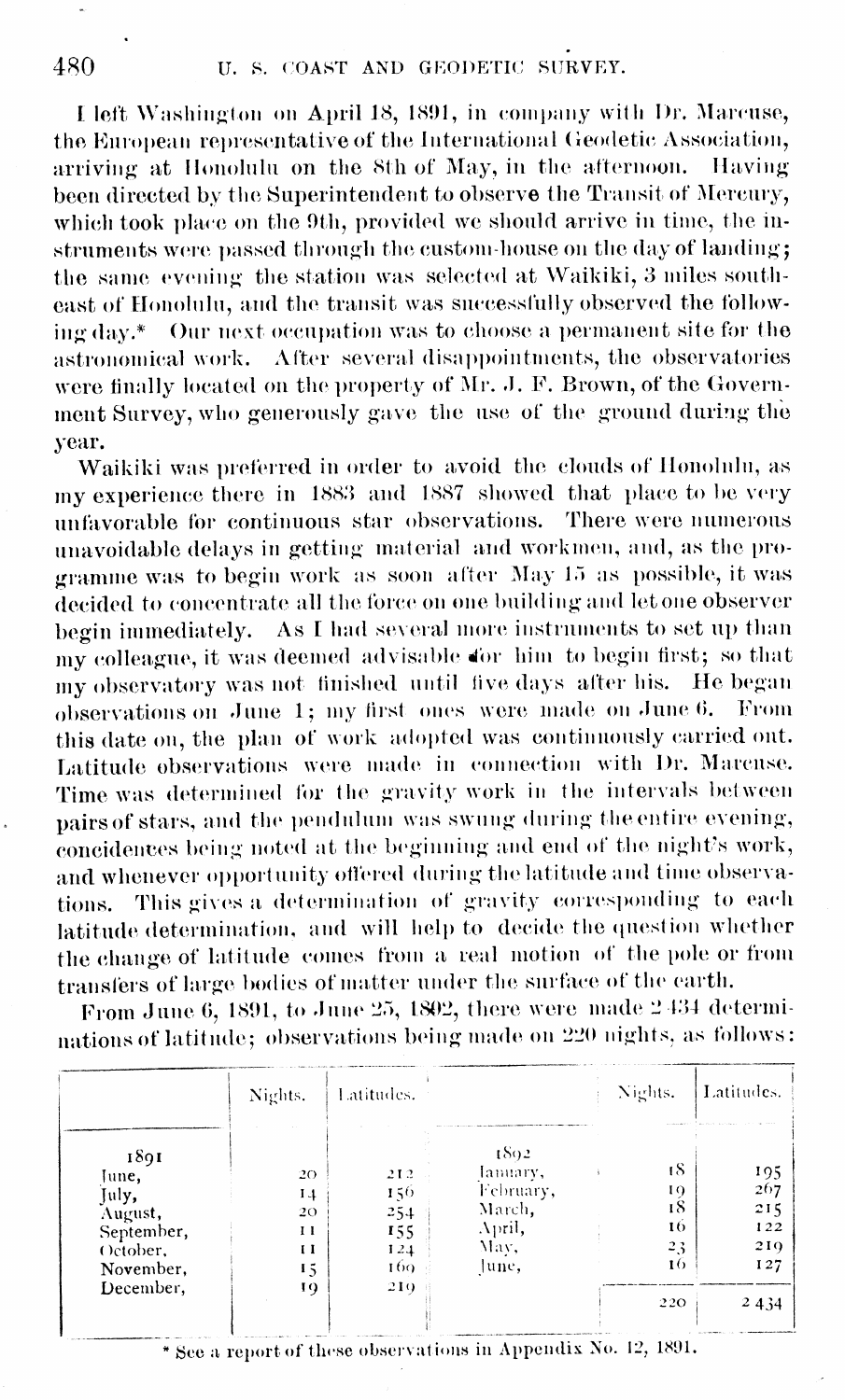I left Washington on April 18, 1891, in company with Dr. Marcuse, the European representative of the International Geodetic Association, arriving at Honolulu on the 8th of May, in the afternoon. Having been directed by the Superintendent to observe the Transit of Mercury, which took place on the 9th, provided we should arrive in time, the instruments were passed through the custom-house on the day of landing; the same evening the station was selected at Waikiki, 3 miles southeast of Honolulu, and the transit was successfully observed the following day.* Our next occupation was to choose a permanent site for the astronomical work. After several disappointments, the observatories were finally located on the property of Mr. J. F. Brown, of the Government Survey, who generously gave the use of the ground during the year.

Waikiki was preferred in order to avoid the clouds of Honolulu, as my experience there in 1883 and 1887 showed that place to be very unfavorable for continuous star observations. There were numerous unavoidable delays in getting material and workmen, and, as the programme was to begin work as soon after May 15 as possible, it was decided to concentrate all the force on one building and let one observer begin immediately. As I had several more instruments to set up than my colleague, it was deemed advisable for him to begin first; so that my observatory was not finished until five days after his. He began observations on June 1; my first ones were made on June 6. From this date on, the plan of work adopted was continuously carried out. Latitude observations were made in connection with Dr. Marcuse. Time was determined for the gravity work in the intervals between pairs of stars, and the pendulum was swung during the entire evening, coincidences being noted at the beginning and end of the night's work, and whenever opportunity offered during the latitude and time observations. This gives a determination of gravity corresponding to each latitude determination, and will help to decide the question whether the change of latitude comes from a real motion of the pole or from transfers of large bodies of matter under the surface of the earth.

From June 6, 1891, to June 25, 1892, there were made 2 434 determinations of latitude; observations being made on 220 nights, as follows:

| | Nights. | Latitudes. | | Nights. | Latitudes. |
|---|---|---|---|---|---|
| 1891 | | | 1892 | | |
| June, | 20 | 212 | January, | 18 | 195 |
| July, | 14 | 156 | February, | 19 | 267 |
| August, | 20 | 254 | March, | 18 | 215 |
| September, | 11 | 155 | April, | 16 | 122 |
| October, | 11 | 124 | May, | 23 | 219 |
| November, | 15 | 160 | June, | 16 | 127 |
| December, | 19 | 219 | | | |
| | | | | 220 | 2 434 |

\* See a report of these observations in Appendix No. 12, 1891.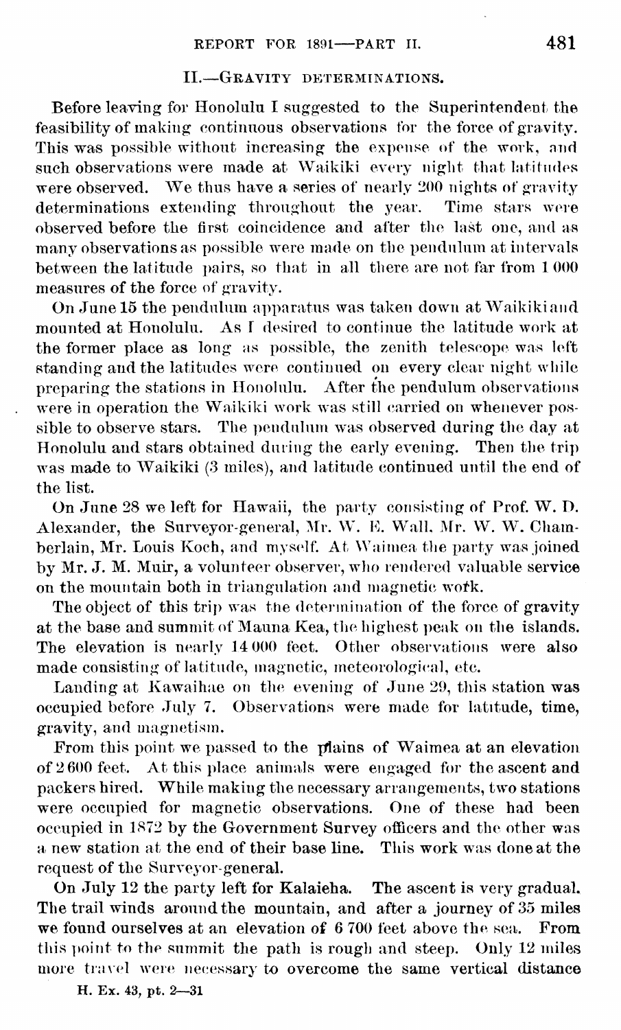## II.—Gravity determinations.

Before leaving for Honolulu I suggested to the Superintendent the feasibility of making continuous observations for the force of gravity. This was possible without increasing the expense of the work, and such observations were made at Waikiki every night that latitudes were observed. We thus have a series of nearly 200 nights of gravity determinations extending throughout the year. Time stars were observed before the first coincidence and after the last one, and as many observations as possible were made on the pendulum at intervals between the latitude pairs, so that in all there are not far from 1 000 measures of the force of gravity.

On June 15 the pendulum apparatus was taken down at Waikiki and mounted at Honolulu. As I desired to continue the latitude work at the former place as long as possible, the zenith telescope was left standing and the latitudes were continued on every clear night while preparing the stations in Honolulu. After the pendulum observations were in operation the Waikiki work was still carried on whenever possible to observe stars. The pendulum was observed during the day at Honolulu and stars obtained during the early evening. Then the trip was made to Waikiki (3 miles), and latitude continued until the end of the list.

On June 28 we left for Hawaii, the party consisting of Prof. W. D. Alexander, the Surveyor-general, Mr. W. E. Wall, Mr. W. W. Chamberlain, Mr. Louis Koch, and myself. At Waimea the party was joined by Mr. J. M. Muir, a volunteer observer, who rendered valuable service on the mountain both in triangulation and magnetic work.

The object of this trip was the determination of the force of gravity at the base and summit of Mauna Kea, the highest peak on the islands. The elevation is nearly 14 000 feet. Other observations were also made consisting of latitude, magnetic, meteorological, etc.

Landing at Kawaihae on the evening of June 29, this station was occupied before July 7. Observations were made for latitude, time, gravity, and magnetism.

From this point we passed to the plains of Waimea at an elevation of 2 600 feet. At this place animals were engaged for the ascent and packers hired. While making the necessary arrangements, two stations were occupied for magnetic observations. One of these had been occupied in 1872 by the Government Survey officers and the other was a new station at the end of their base line. This work was done at the request of the Surveyor-general.

On July 12 the party left for Kalaieha. The ascent is very gradual. The trail winds around the mountain, and after a journey of 35 miles we found ourselves at an elevation of 6 700 feet above the sea. From this point to the summit the path is rough and steep. Only 12 miles more travel were necessary to overcome the same vertical distance

H. Ex. 43, pt. 2—31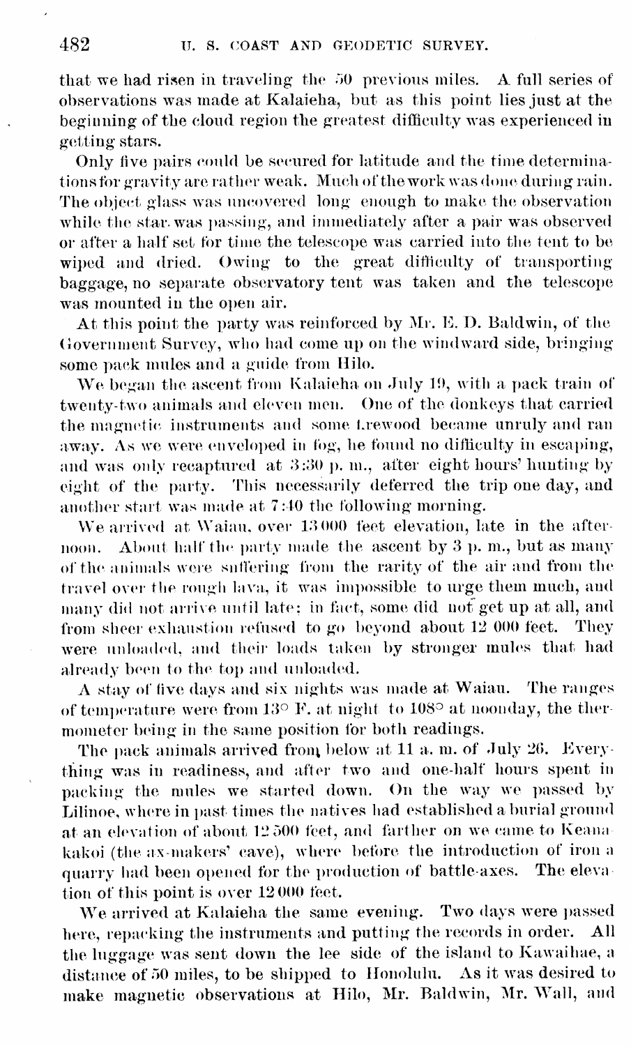that we had risen in traveling the 50 previous miles. A full series of observations was made at Kalaieha, but as this point lies just at the beginning of the cloud region the greatest difficulty was experienced in getting stars.

Only five pairs could be secured for latitude and the time determinations for gravity are rather weak. Much of the work was done during rain. The object glass was uncovered long enough to make the observation while the star was passing, and immediately after a pair was observed or after a half set for time the telescope was carried into the tent to be wiped and dried. Owing to the great difficulty of transporting baggage, no separate observatory tent was taken and the telescope was mounted in the open air.

At this point the party was reinforced by Mr. E. D. Baldwin, of the Government Survey, who had come up on the windward side, bringing some pack mules and a guide from Hilo.

We began the ascent from Kalaieha on July 19, with a pack train of twenty-two animals and eleven men. One of the donkeys that carried the magnetic instruments and some firewood became unruly and ran away. As we were enveloped in fog, he found no difficulty in escaping, and was only recaptured at 3:30 p. m., after eight hours' hunting by eight of the party. This necessarily deferred the trip one day, and another start was made at 7:40 the following morning.

We arrived at Waiau, over 13 000 feet elevation, late in the afternoon. About half the party made the ascent by 3 p. m., but as many of the animals were suffering from the rarity of the air and from the travel over the rough lava, it was impossible to urge them much, and many did not arrive until late; in fact, some did not get up at all, and from sheer exhaustion refused to go beyond about 12 000 feet. They were unloaded, and their loads taken by stronger mules that had already been to the top and unloaded.

A stay of five days and six nights was made at Waiau. The ranges of temperature were from 13° F. at night to 108° at noonday, the thermometer being in the same position for both readings.

The pack animals arrived from below at 11 a. m. of July 26. Everything was in readiness, and after two and one-half hours spent in packing the mules we started down. On the way we passed by Lilinoe, where in past times the natives had established a burial ground at an elevation of about 12 500 feet, and farther on we came to Keanakakoi (the ax-makers' cave), where before the introduction of iron a quarry had been opened for the production of battle-axes. The elevation of this point is over 12 000 feet.

We arrived at Kalaieha the same evening. Two days were passed here, repacking the instruments and putting the records in order. All the luggage was sent down the lee side of the island to Kawaihae, a distance of 50 miles, to be shipped to Honolulu. As it was desired to make magnetic observations at Hilo, Mr. Baldwin, Mr. Wall, and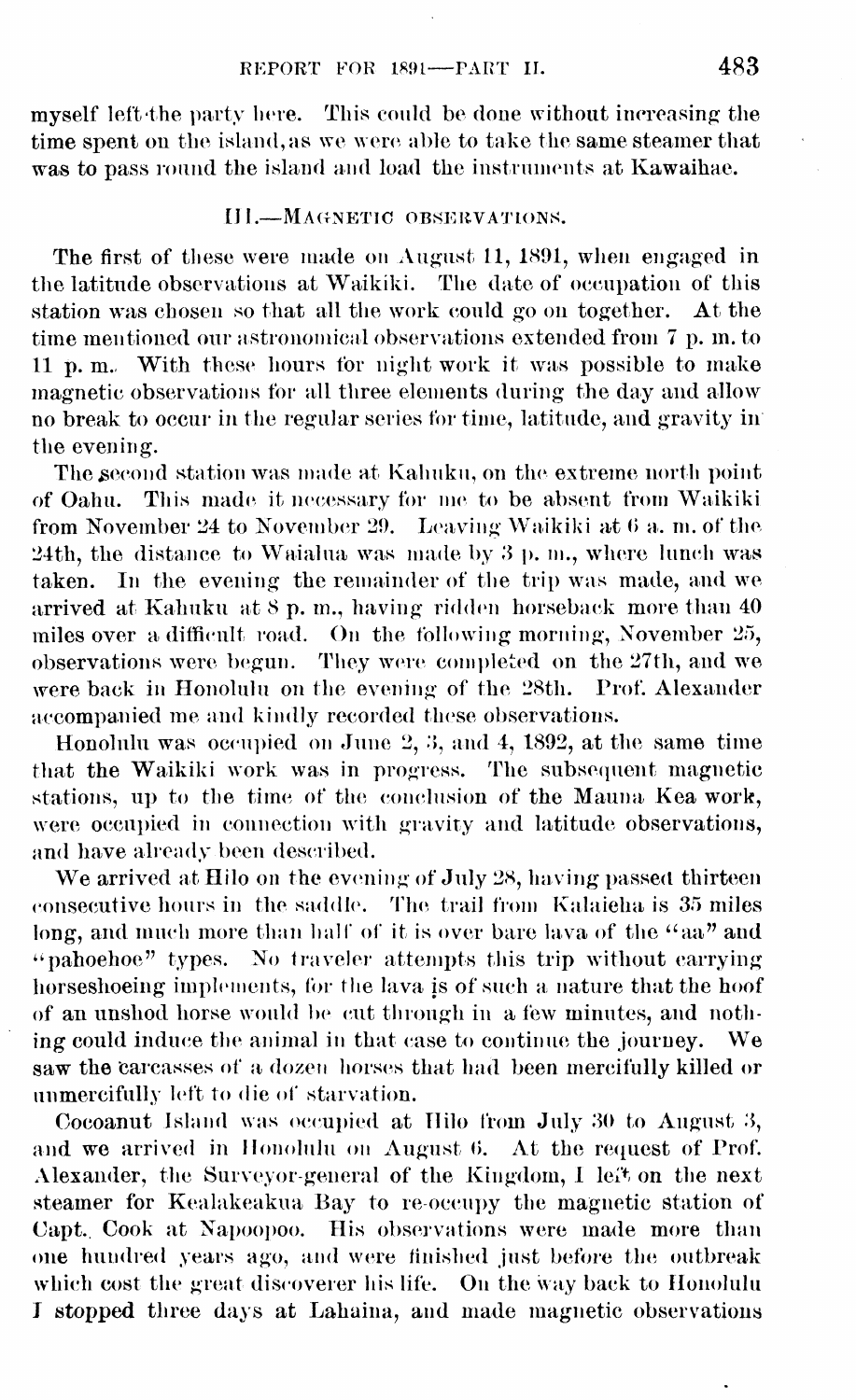myself left the party here. This could be done without increasing the time spent on the island, as we were able to take the same steamer that was to pass round the island and load the instruments at Kawaihae.

### III.—MAGNETIC OBSERVATIONS.

The first of these were made on August 11, 1891, when engaged in the latitude observations at Waikiki. The date of occupation of this station was chosen so that all the work could go on together. At the time mentioned our astronomical observations extended from 7 p. m. to 11 p. m. With these hours for night work it was possible to make magnetic observations for all three elements during the day and allow no break to occur in the regular series for time, latitude, and gravity in the evening.

The second station was made at Kahuku, on the extreme north point of Oahu. This made it necessary for me to be absent from Waikiki from November 24 to November 29. Leaving Waikiki at 6 a. m. of the 24th, the distance to Waialua was made by 3 p. m., where lunch was taken. In the evening the remainder of the trip was made, and we arrived at Kahuku at 8 p. m., having ridden horseback more than 40 miles over a difficult road. On the following morning, November 25, observations were begun. They were completed on the 27th, and we were back in Honolulu on the evening of the 28th. Prof. Alexander accompanied me and kindly recorded these observations.

Honolulu was occupied on June 2, 3, and 4, 1892, at the same time that the Waikiki work was in progress. The subsequent magnetic stations, up to the time of the conclusion of the Mauna Kea work, were occupied in connection with gravity and latitude observations, and have already been described.

We arrived at Hilo on the evening of July 28, having passed thirteen consecutive hours in the saddle. The trail from Kalaieha is 35 miles long, and much more than half of it is over bare lava of the "aa" and "pahoehoe" types. No traveler attempts this trip without carrying horseshoeing implements, for the lava is of such a nature that the hoof of an unshod horse would be cut through in a few minutes, and nothing could induce the animal in that case to continue the journey. We saw the carcasses of a dozen horses that had been mercifully killed or unmercifully left to die of starvation.

Cocoanut Island was occupied at Hilo from July 30 to August 3, and we arrived in Honolulu on August 6. At the request of Prof. Alexander, the Surveyor-general of the Kingdom, I left on the next steamer for Kealakeakua Bay to re-occupy the magnetic station of Capt. Cook at Napoopoo. His observations were made more than one hundred years ago, and were finished just before the outbreak which cost the great discoverer his life. On the way back to Honolulu I stopped three days at Lahaina, and made magnetic observations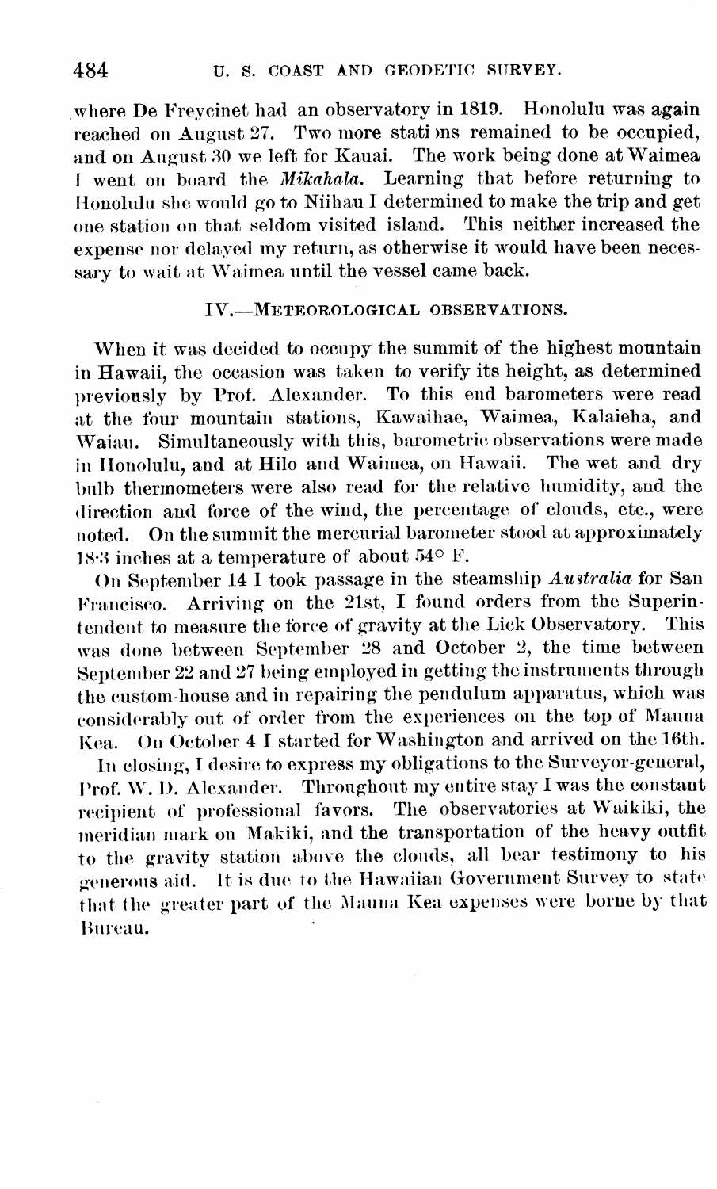where De Freycinet had an observatory in 1819. Honolulu was again reached on August 27. Two more stati ns remained to be occupied, and on August 30 we left for Kauai. The work being done at Waimea I went on board the *Mikahala*. Learning that before returning to Honolulu she would go to Niihau I determined to make the trip and get one station on that seldom visited island. This neither increased the expense nor delayed my return, as otherwise it would have been necessary to wait at Waimea until the vessel came back.

## IV.—Meteorological observations.

When it was decided to occupy the summit of the highest mountain in Hawaii, the occasion was taken to verify its height, as determined previously by Prof. Alexander. To this end barometers were read at the four mountain stations, Kawaihae, Waimea, Kalaieha, and Waiau. Simultaneously with this, barometric observations were made in Honolulu, and at Hilo and Waimea, on Hawaii. The wet and dry bulb thermometers were also read for the relative humidity, and the direction and force of the wind, the percentage of clouds, etc., were noted. On the summit the mercurial barometer stood at approximately 18·3 inches at a temperature of about 54° F.

On September 14 I took passage in the steamship *Australia* for San Francisco. Arriving on the 21st, I found orders from the Superintendent to measure the force of gravity at the Lick Observatory. This was done between September 28 and October 2, the time between September 22 and 27 being employed in getting the instruments through the custom-house and in repairing the pendulum apparatus, which was considerably out of order from the experiences on the top of Mauna Kea. On October 4 I started for Washington and arrived on the 16th.

In closing, I desire to express my obligations to the Surveyor-general, Prof. W. D. Alexander. Throughout my entire stay I was the constant recipient of professional favors. The observatories at Waikiki, the meridian mark on Makiki, and the transportation of the heavy outfit to the gravity station above the clouds, all bear testimony to his generous aid. It is due to the Hawaiian Government Survey to state that the greater part of the Mauna Kea expenses were borne by that Bureau.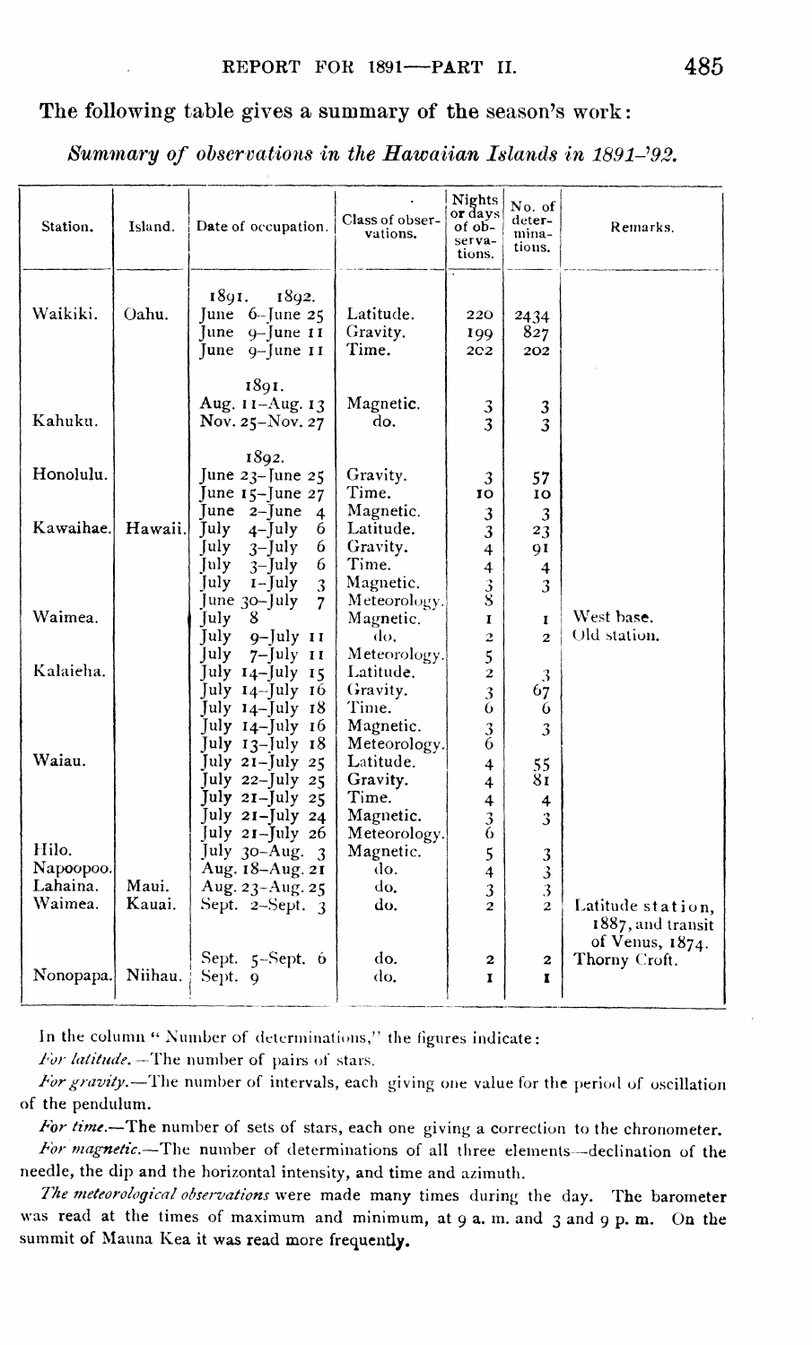The following table gives a summary of the season's work:

*Summary of observations in the Hawaiian Islands in 1891–'92.*

| Station. | Island. | Date of occupation. | Class of observations. | Nights or days of observations. | No. of determinations. | Remarks. |
|---|---|---|---|---|---|---|
| | | 1891. 1892. | | | | |
| Waikiki. | Oahu. | June 6–June 25 | Latitude. | 220 | 2434 | |
| | | June 9–June 11 | Gravity. | 199 | 827 | |
| | | June 9–June 11 | Time. | 202 | 202 | |
| | | 1891. | | | | |
| | | Aug. 11–Aug. 13 | Magnetic. | 3 | 3 | |
| Kahuku. | | Nov. 25–Nov. 27 | do. | 3 | 3 | |
| | | 1892. | | | | |
| Honolulu. | | June 23–June 25 | Gravity. | 3 | 57 | |
| | | June 15–June 27 | Time. | 10 | 10 | |
| | | June 2–June 4 | Magnetic. | 3 | 3 | |
| Kawaihae. | Hawaii. | July 4–July 6 | Latitude. | 3 | 23 | |
| | | July 3–July 6 | Gravity. | 4 | 91 | |
| | | July 3–July 6 | Time. | 4 | 4 | |
| | | July 1–July 3 | Magnetic. | 3 | 3 | |
| | | June 30–July 7 | Meteorology. | 8 | | |
| Waimea. | | July 8 | Magnetic. | 1 | 1 | West base. |
| | | July 9–July 11 | do. | 2 | 2 | Old station. |
| | | July 7–July 11 | Meteorology. | 5 | | |
| Kalaieha. | | July 14–July 15 | Latitude. | 2 | 3 | |
| | | July 14–July 16 | Gravity. | 3 | 67 | |
| | | July 14–July 18 | Time. | 6 | 6 | |
| | | July 14–July 16 | Magnetic. | 3 | 3 | |
| | | July 13–July 18 | Meteorology. | 6 | | |
| Waiau. | | July 21–July 25 | Latitude. | 4 | 55 | |
| | | July 22–July 25 | Gravity. | 4 | 81 | |
| | | July 21–July 25 | Time. | 4 | 4 | |
| | | July 21–July 24 | Magnetic. | 3 | 3 | |
| | | July 21–July 26 | Meteorology. | 6 | | |
| Hilo. | | July 30–Aug. 3 | Magnetic. | 5 | 3 | |
| Napoopoo. | | Aug. 18–Aug. 21 | do. | 4 | 3 | |
| Lahaina. | Maui. | Aug. 23–Aug. 25 | do. | 3 | 3 | |
| Waimea. | Kauai. | Sept. 2–Sept. 3 | do. | 2 | 2 | Latitude station, 1887, and transit of Venus, 1874. |
| | | Sept. 5–Sept. 6 | do. | 2 | 2 | Thorny Croft. |
| Nonopapa. | Niihau. | Sept. 9 | do. | 1 | 1 | |

In the column "Number of determinations," the figures indicate:

*For latitude.*—The number of pairs of stars.

*For gravity.*—The number of intervals, each giving one value for the period of oscillation of the pendulum.

*For time.*—The number of sets of stars, each one giving a correction to the chronometer.

*For magnetic.*—The number of determinations of all three elements—declination of the needle, the dip and the horizontal intensity, and time and azimuth.

*The meteorological observations* were made many times during the day. The barometer was read at the times of maximum and minimum, at 9 a. m. and 3 and 9 p. m. On the summit of Mauna Kea it was read more frequently.